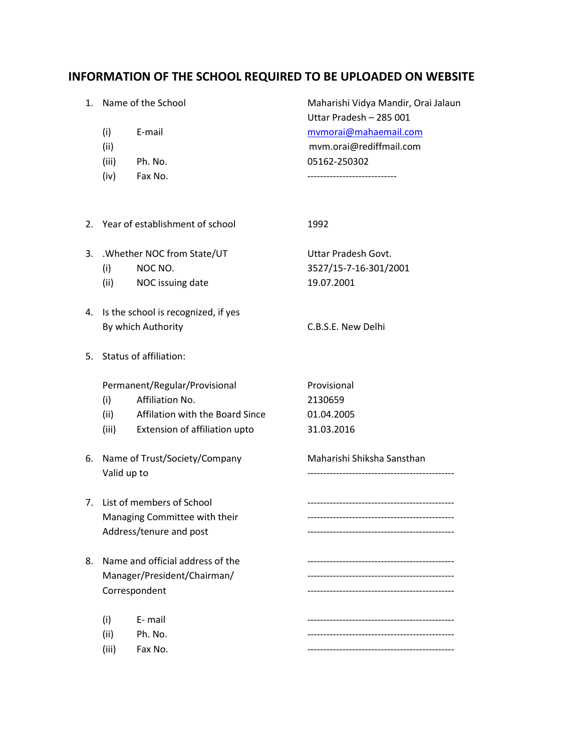# INFORMATION OF THE SCHOOL REQUIRED TO BE UPLOADED ON WEBSITE

| | | |
|---|---|---|
| 1. | Name of the School | Maharishi Vidya Mandir, Orai Jalaun Uttar Pradesh – 285 001 |
| | (i) E-mail | mvmorai@mahaemail.com |
| | (ii) | mvm.orai@rediffmail.com |
| | (iii) Ph. No. | 05162-250302 |
| | (iv) Fax No. | --------------------------- |
| 2. | Year of establishment of school | 1992 |
| 3. | .Whether NOC from State/UT | Uttar Pradesh Govt. |
| | (i) NOC NO. | 3527/15-7-16-301/2001 |
| | (ii) NOC issuing date | 19.07.2001 |
| 4. | Is the school is recognized, if yes By which Authority | C.B.S.E. New Delhi |
| 5. | Status of affiliation: | |
| | Permanent/Regular/Provisional | Provisional |
| | (i) Affiliation No. | 2130659 |
| | (ii) Affilation with the Board Since | 01.04.2005 |
| | (iii) Extension of affiliation upto | 31.03.2016 |
| 6. | Name of Trust/Society/Company | Maharishi Shiksha Sansthan |
| | Valid up to | -------------------------------------------- |
| 7. | List of members of School Managing Committee with their Address/tenure and post | -------------------------------------------- |
| 8. | Name and official address of the Manager/President/Chairman/ Correspondent | -------------------------------------------- |
| | (i) E- mail | -------------------------------------------- |
| | (ii) Ph. No. | -------------------------------------------- |
| | (iii) Fax No. | -------------------------------------------- |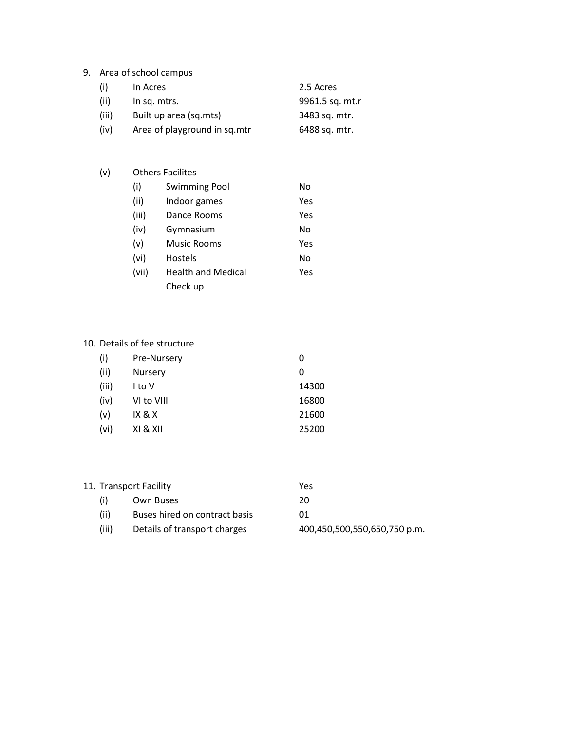9. Area of school campus

| | | |
|---|---|---|
| (i) | In Acres | 2.5 Acres |
| (ii) | In sq. mtrs. | 9961.5 sq. mt.r |
| (iii) | Built up area (sq.mts) | 3483 sq. mtr. |
| (iv) | Area of playground in sq.mtr | 6488 sq. mtr. |

(v) Others Facilites

| | | |
|---|---|---|
| (i) | Swimming Pool | No |
| (ii) | Indoor games | Yes |
| (iii) | Dance Rooms | Yes |
| (iv) | Gymnasium | No |
| (v) | Music Rooms | Yes |
| (vi) | Hostels | No |
| (vii) | Health and Medical Check up | Yes |

10. Details of fee structure

| | | |
|---|---|---|
| (i) | Pre-Nursery | 0 |
| (ii) | Nursery | 0 |
| (iii) | I to V | 14300 |
| (iv) | VI to VIII | 16800 |
| (v) | IX & X | 21600 |
| (vi) | XI & XII | 25200 |

11. Transport Facility Yes

| | | |
|---|---|---|
| (i) | Own Buses | 20 |
| (ii) | Buses hired on contract basis | 01 |
| (iii) | Details of transport charges | 400,450,500,550,650,750 p.m. |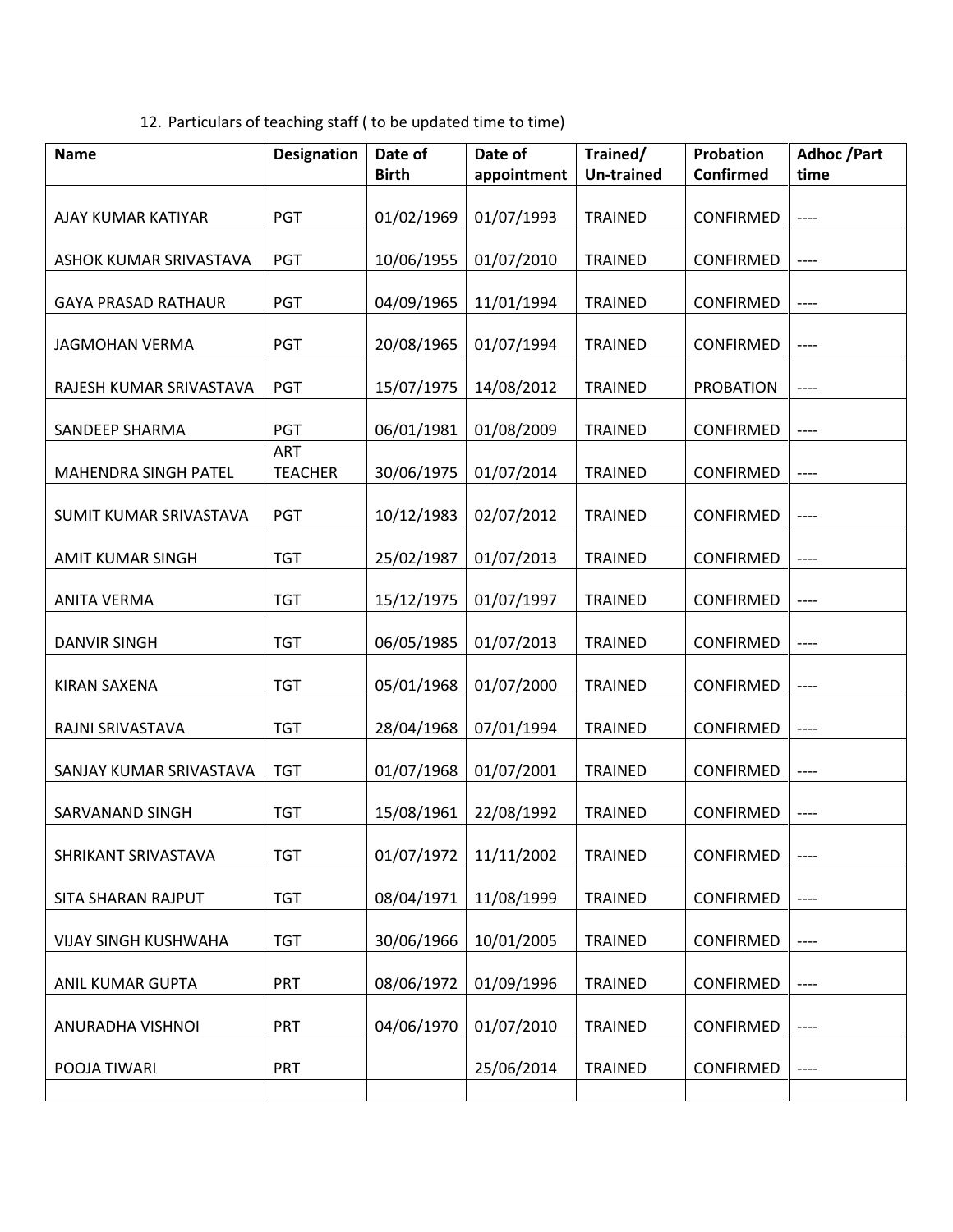12. Particulars of teaching staff ( to be updated time to time)

| Name | Designation | Date of Birth | Date of appointment | Trained/ Un-trained | Probation Confirmed | Adhoc /Part time |
|---|---|---|---|---|---|---|
| AJAY KUMAR KATIYAR | PGT | 01/02/1969 | 01/07/1993 | TRAINED | CONFIRMED | ---- |
| ASHOK KUMAR SRIVASTAVA | PGT | 10/06/1955 | 01/07/2010 | TRAINED | CONFIRMED | ---- |
| GAYA PRASAD RATHAUR | PGT | 04/09/1965 | 11/01/1994 | TRAINED | CONFIRMED | ---- |
| JAGMOHAN VERMA | PGT | 20/08/1965 | 01/07/1994 | TRAINED | CONFIRMED | ---- |
| RAJESH KUMAR SRIVASTAVA | PGT | 15/07/1975 | 14/08/2012 | TRAINED | PROBATION | ---- |
| SANDEEP SHARMA | PGT | 06/01/1981 | 01/08/2009 | TRAINED | CONFIRMED | ---- |
| MAHENDRA SINGH PATEL | ART TEACHER | 30/06/1975 | 01/07/2014 | TRAINED | CONFIRMED | ---- |
| SUMIT KUMAR SRIVASTAVA | PGT | 10/12/1983 | 02/07/2012 | TRAINED | CONFIRMED | ---- |
| AMIT KUMAR SINGH | TGT | 25/02/1987 | 01/07/2013 | TRAINED | CONFIRMED | ---- |
| ANITA VERMA | TGT | 15/12/1975 | 01/07/1997 | TRAINED | CONFIRMED | ---- |
| DANVIR SINGH | TGT | 06/05/1985 | 01/07/2013 | TRAINED | CONFIRMED | ---- |
| KIRAN SAXENA | TGT | 05/01/1968 | 01/07/2000 | TRAINED | CONFIRMED | ---- |
| RAJNI SRIVASTAVA | TGT | 28/04/1968 | 07/01/1994 | TRAINED | CONFIRMED | ---- |
| SANJAY KUMAR SRIVASTAVA | TGT | 01/07/1968 | 01/07/2001 | TRAINED | CONFIRMED | ---- |
| SARVANAND SINGH | TGT | 15/08/1961 | 22/08/1992 | TRAINED | CONFIRMED | ---- |
| SHRIKANT SRIVASTAVA | TGT | 01/07/1972 | 11/11/2002 | TRAINED | CONFIRMED | ---- |
| SITA SHARAN RAJPUT | TGT | 08/04/1971 | 11/08/1999 | TRAINED | CONFIRMED | ---- |
| VIJAY SINGH KUSHWAHA | TGT | 30/06/1966 | 10/01/2005 | TRAINED | CONFIRMED | ---- |
| ANIL KUMAR GUPTA | PRT | 08/06/1972 | 01/09/1996 | TRAINED | CONFIRMED | ---- |
| ANURADHA VISHNOI | PRT | 04/06/1970 | 01/07/2010 | TRAINED | CONFIRMED | ---- |
| POOJA TIWARI | PRT | | 25/06/2014 | TRAINED | CONFIRMED | ---- |
| | | | | | | |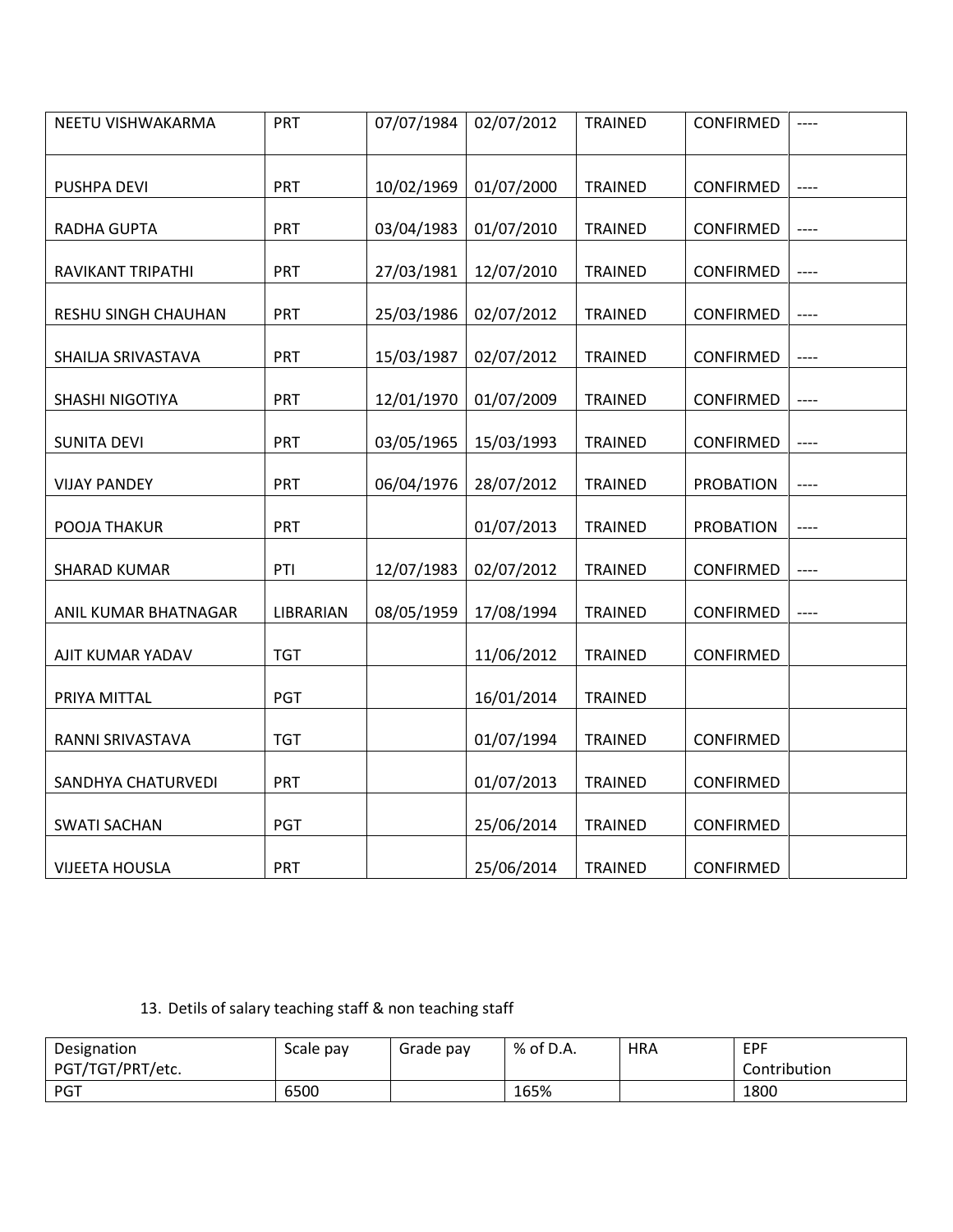| NEETU VISHWAKARMA | PRT | 07/07/1984 | 02/07/2012 | TRAINED | CONFIRMED | ---- |
|---|---|---|---|---|---|---|
| PUSHPA DEVI | PRT | 10/02/1969 | 01/07/2000 | TRAINED | CONFIRMED | ---- |
| RADHA GUPTA | PRT | 03/04/1983 | 01/07/2010 | TRAINED | CONFIRMED | ---- |
| RAVIKANT TRIPATHI | PRT | 27/03/1981 | 12/07/2010 | TRAINED | CONFIRMED | ---- |
| RESHU SINGH CHAUHAN | PRT | 25/03/1986 | 02/07/2012 | TRAINED | CONFIRMED | ---- |
| SHAILJA SRIVASTAVA | PRT | 15/03/1987 | 02/07/2012 | TRAINED | CONFIRMED | ---- |
| SHASHI NIGOTIYA | PRT | 12/01/1970 | 01/07/2009 | TRAINED | CONFIRMED | ---- |
| SUNITA DEVI | PRT | 03/05/1965 | 15/03/1993 | TRAINED | CONFIRMED | ---- |
| VIJAY PANDEY | PRT | 06/04/1976 | 28/07/2012 | TRAINED | PROBATION | ---- |
| POOJA THAKUR | PRT | | 01/07/2013 | TRAINED | PROBATION | ---- |
| SHARAD KUMAR | PTI | 12/07/1983 | 02/07/2012 | TRAINED | CONFIRMED | ---- |
| ANIL KUMAR BHATNAGAR | LIBRARIAN | 08/05/1959 | 17/08/1994 | TRAINED | CONFIRMED | ---- |
| AJIT KUMAR YADAV | TGT | | 11/06/2012 | TRAINED | CONFIRMED | |
| PRIYA MITTAL | PGT | | 16/01/2014 | TRAINED | | |
| RANNI SRIVASTAVA | TGT | | 01/07/1994 | TRAINED | CONFIRMED | |
| SANDHYA CHATURVEDI | PRT | | 01/07/2013 | TRAINED | CONFIRMED | |
| SWATI SACHAN | PGT | | 25/06/2014 | TRAINED | CONFIRMED | |
| VIJEETA HOUSLA | PRT | | 25/06/2014 | TRAINED | CONFIRMED | |

13. Detils of salary teaching staff & non teaching staff

| Designation PGT/TGT/PRT/etc. | Scale pay | Grade pay | % of D.A. | HRA | EPF Contribution |
|---|---|---|---|---|---|
| PGT | 6500 | | 165% | | 1800 |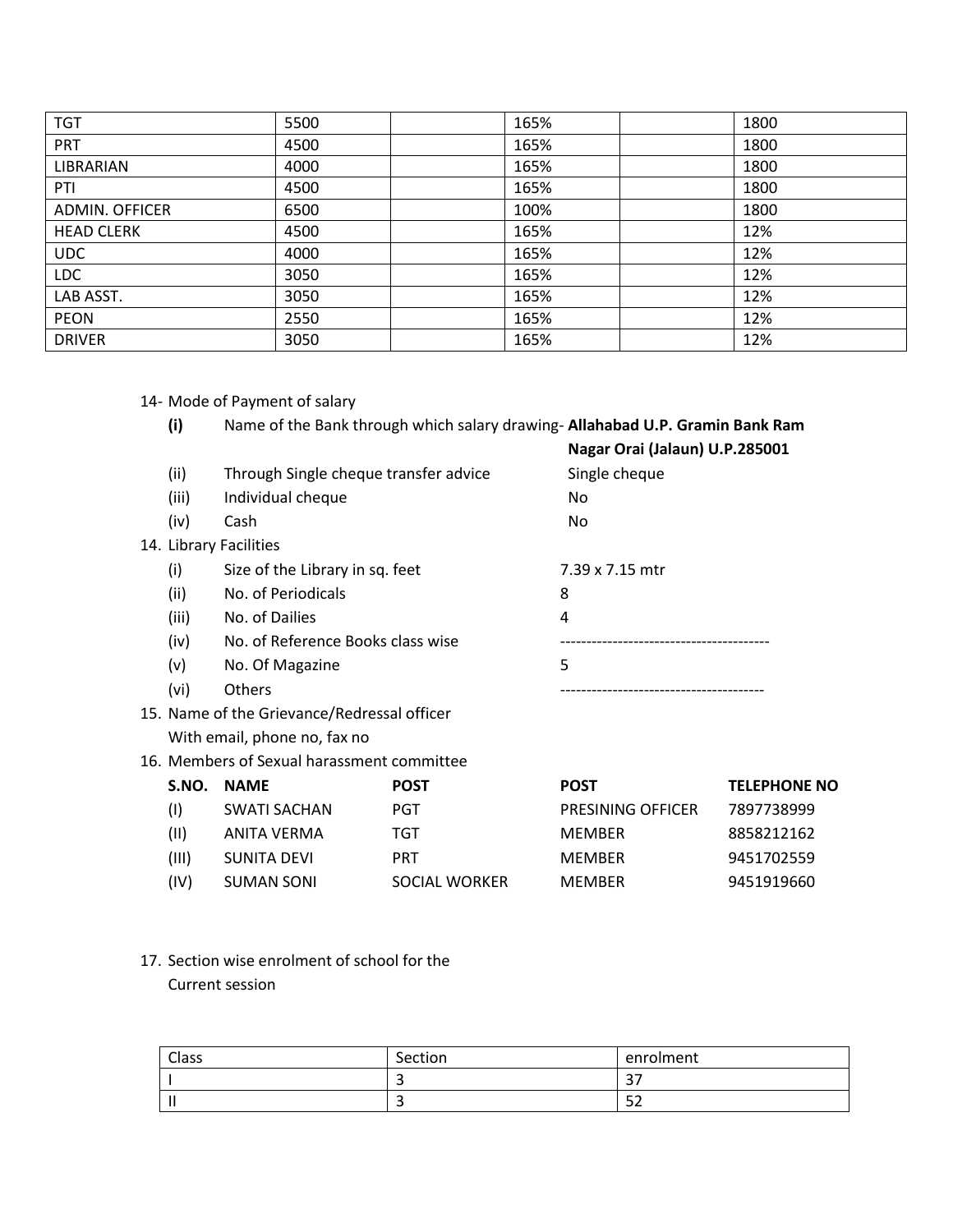| TGT | 5500 | | 165% | | 1800 |
|---|---|---|---|---|---|
| PRT | 4500 | | 165% | | 1800 |
| LIBRARIAN | 4000 | | 165% | | 1800 |
| PTI | 4500 | | 165% | | 1800 |
| ADMIN. OFFICER | 6500 | | 100% | | 1800 |
| HEAD CLERK | 4500 | | 165% | | 12% |
| UDC | 4000 | | 165% | | 12% |
| LDC | 3050 | | 165% | | 12% |
| LAB ASST. | 3050 | | 165% | | 12% |
| PEON | 2550 | | 165% | | 12% |
| DRIVER | 3050 | | 165% | | 12% |

14- Mode of Payment of salary

- **(i)** Name of the Bank through which salary drawing- **Allahabad U.P. Gramin Bank Ram Nagar Orai (Jalaun) U.P.285001**
- (ii) Through Single cheque transfer advice — Single cheque
- (iii) Individual cheque — No
- (iv) Cash — No

14. Library Facilities

- (i) Size of the Library in sq. feet — 7.39 x 7.15 mtr
- (ii) No. of Periodicals — 8
- (iii) No. of Dailies — 4
- (iv) No. of Reference Books class wise — ----------------------------------------
- (v) No. Of Magazine — 5
- (vi) Others — ---------------------------------------

15. Name of the Grievance/Redressal officer With email, phone no, fax no

16. Members of Sexual harassment committee

| S.NO. | NAME | POST | POST | TELEPHONE NO |
|---|---|---|---|---|
| (I) | SWATI SACHAN | PGT | PRESINING OFFICER | 7897738999 |
| (II) | ANITA VERMA | TGT | MEMBER | 8858212162 |
| (III) | SUNITA DEVI | PRT | MEMBER | 9451702559 |
| (IV) | SUMAN SONI | SOCIAL WORKER | MEMBER | 9451919660 |

17. Section wise enrolment of school for the Current session

| Class | Section | enrolment |
|---|---|---|
| I | 3 | 37 |
| II | 3 | 52 |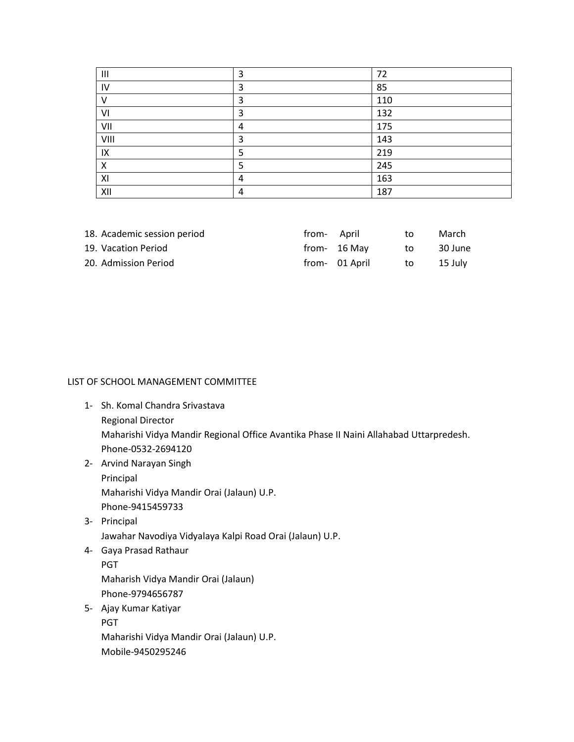| III | 3 | 72 |
|---|---|---|
| IV | 3 | 85 |
| V | 3 | 110 |
| VI | 3 | 132 |
| VII | 4 | 175 |
| VIII | 3 | 143 |
| IX | 5 | 219 |
| X | 5 | 245 |
| XI | 4 | 163 |
| XII | 4 | 187 |

18. Academic session period from- April to March
19. Vacation Period from- 16 May to 30 June
20. Admission Period from- 01 April to 15 July

LIST OF SCHOOL MANAGEMENT COMMITTEE

1- Sh. Komal Chandra Srivastava
   Regional Director
   Maharishi Vidya Mandir Regional Office Avantika Phase II Naini Allahabad Uttarpredesh.
   Phone-0532-2694120
2- Arvind Narayan Singh
   Principal
   Maharishi Vidya Mandir Orai (Jalaun) U.P.
   Phone-9415459733
3- Principal
   Jawahar Navodiya Vidyalaya Kalpi Road Orai (Jalaun) U.P.
4- Gaya Prasad Rathaur
   PGT
   Maharish Vidya Mandir Orai (Jalaun)
   Phone-9794656787
5- Ajay Kumar Katiyar
   PGT
   Maharishi Vidya Mandir Orai (Jalaun) U.P.
   Mobile-9450295246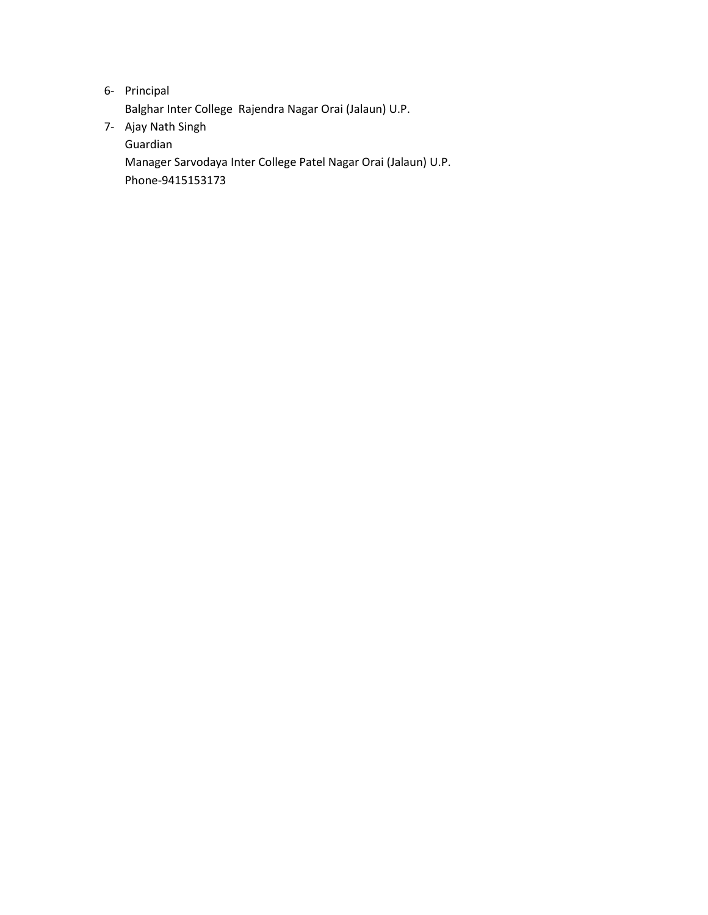6- Principal
   Balghar Inter College Rajendra Nagar Orai (Jalaun) U.P.
7- Ajay Nath Singh
   Guardian
   Manager Sarvodaya Inter College Patel Nagar Orai (Jalaun) U.P.
   Phone-9415153173